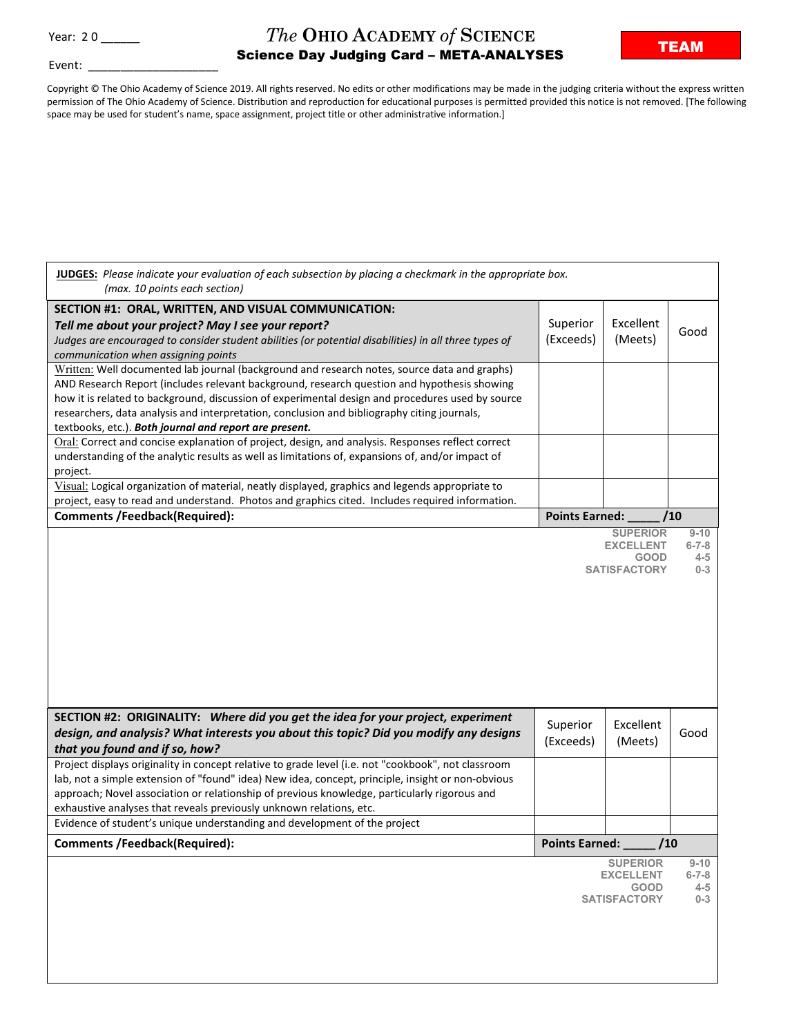Year: 2 0 ______

# *The* Ohio Academy *of* Science

## Science Day Judging Card – META-ANALYSES

**TEAM**

Event: ____________________

Copyright © The Ohio Academy of Science 2019. All rights reserved. No edits or other modifications may be made in the judging criteria without the express written permission of The Ohio Academy of Science. Distribution and reproduction for educational purposes is permitted provided this notice is not removed. [The following space may be used for student's name, space assignment, project title or other administrative information.]

**JUDGES:** *Please indicate your evaluation of each subsection by placing a checkmark in the appropriate box. (max. 10 points each section)*

| **SECTION #1: ORAL, WRITTEN, AND VISUAL COMMUNICATION:** ***Tell me about your project? May I see your report?*** *Judges are encouraged to consider student abilities (or potential disabilities) in all three types of communication when assigning points* | Superior (Exceeds) | Excellent (Meets) | Good |
|---|---|---|---|
| Written: Well documented lab journal (background and research notes, source data and graphs) AND Research Report (includes relevant background, research question and hypothesis showing how it is related to background, discussion of experimental design and procedures used by source researchers, data analysis and interpretation, conclusion and bibliography citing journals, textbooks, etc.). ***Both journal and report are present.*** | | | |
| Oral: Correct and concise explanation of project, design, and analysis. Responses reflect correct understanding of the analytic results as well as limitations of, expansions of, and/or impact of project. | | | |
| Visual: Logical organization of material, neatly displayed, graphics and legends appropriate to project, easy to read and understand. Photos and graphics cited. Includes required information. | | | |
| **Comments /Feedback(Required):** | **Points Earned: _____ /10** | | |

| | |
|---|---|
| SUPERIOR | 9-10 |
| EXCELLENT | 6-7-8 |
| GOOD | 4-5 |
| SATISFACTORY | 0-3 |

| **SECTION #2: ORIGINALITY:** ***Where did you get the idea for your project, experiment design, and analysis? What interests you about this topic? Did you modify any designs that you found and if so, how?*** | Superior (Exceeds) | Excellent (Meets) | Good |
|---|---|---|---|
| Project displays originality in concept relative to grade level (i.e. not "cookbook", not classroom lab, not a simple extension of "found" idea) New idea, concept, principle, insight or non-obvious approach; Novel association or relationship of previous knowledge, particularly rigorous and exhaustive analyses that reveals previously unknown relations, etc. | | | |
| Evidence of student's unique understanding and development of the project | | | |
| **Comments /Feedback(Required):** | **Points Earned: _____ /10** | | |

| | |
|---|---|
| SUPERIOR | 9-10 |
| EXCELLENT | 6-7-8 |
| GOOD | 4-5 |
| SATISFACTORY | 0-3 |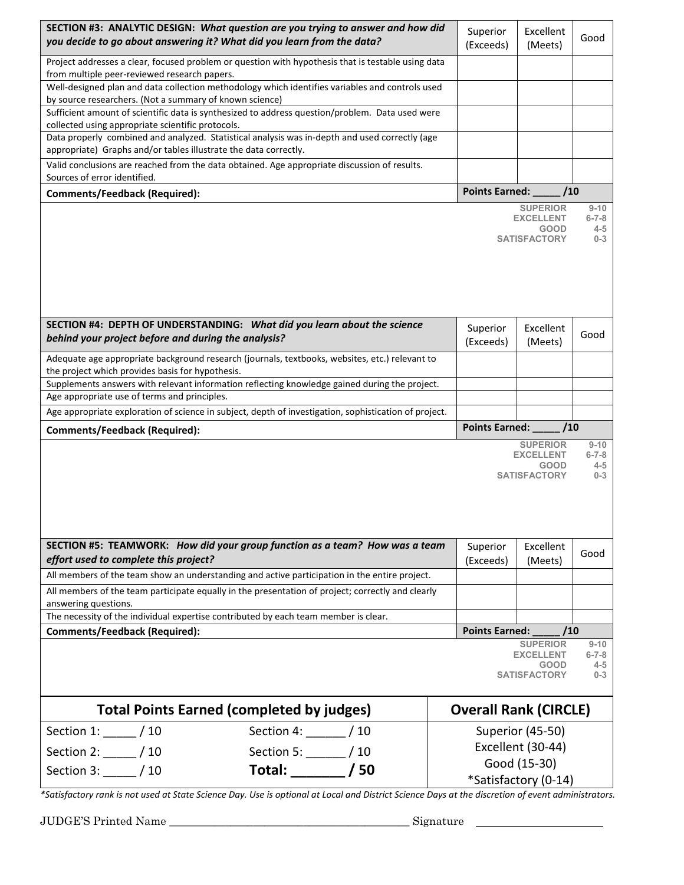| **SECTION #3: ANALYTIC DESIGN:** ***What question are you trying to answer and how did you decide to go about answering it? What did you learn from the data?*** | Superior (Exceeds) | Excellent (Meets) | Good |
|---|---|---|---|
| Project addresses a clear, focused problem or question with hypothesis that is testable using data from multiple peer-reviewed research papers. | | | |
| Well-designed plan and data collection methodology which identifies variables and controls used by source researchers. (Not a summary of known science) | | | |
| Sufficient amount of scientific data is synthesized to address question/problem. Data used were collected using appropriate scientific protocols. | | | |
| Data properly combined and analyzed. Statistical analysis was in-depth and used correctly (age appropriate) Graphs and/or tables illustrate the data correctly. | | | |
| Valid conclusions are reached from the data obtained. Age appropriate discussion of results. Sources of error identified. | | | |
| **Comments/Feedback (Required):** | **Points Earned: _____ /10** | | |

SUPERIOR 9-10
EXCELLENT 6-7-8
GOOD 4-5
SATISFACTORY 0-3

| **SECTION #4: DEPTH OF UNDERSTANDING:** ***What did you learn about the science behind your project before and during the analysis?*** | Superior (Exceeds) | Excellent (Meets) | Good |
|---|---|---|---|
| Adequate age appropriate background research (journals, textbooks, websites, etc.) relevant to the project which provides basis for hypothesis. | | | |
| Supplements answers with relevant information reflecting knowledge gained during the project. | | | |
| Age appropriate use of terms and principles. | | | |
| Age appropriate exploration of science in subject, depth of investigation, sophistication of project. | | | |
| **Comments/Feedback (Required):** | **Points Earned: _____ /10** | | |

SUPERIOR 9-10
EXCELLENT 6-7-8
GOOD 4-5
SATISFACTORY 0-3

| **SECTION #5: TEAMWORK:** ***How did your group function as a team? How was a team effort used to complete this project?*** | Superior (Exceeds) | Excellent (Meets) | Good |
|---|---|---|---|
| All members of the team show an understanding and active participation in the entire project. | | | |
| All members of the team participate equally in the presentation of project; correctly and clearly answering questions. | | | |
| The necessity of the individual expertise contributed by each team member is clear. | | | |
| **Comments/Feedback (Required):** | **Points Earned: _____ /10** | | |

SUPERIOR 9-10
EXCELLENT 6-7-8
GOOD 4-5
SATISFACTORY 0-3

| **Total Points Earned (completed by judges)** | | **Overall Rank (CIRCLE)** |
|---|---|---|
| Section 1: _____ / 10 | Section 4: ______ / 10 | Superior (45-50) |
| Section 2: _____ / 10 | Section 5: ______ / 10 | Excellent (30-44) |
| Section 3: _____ / 10 | **Total: _______ / 50** | Good (15-30) |
| | | *Satisfactory (0-14) |

**Satisfactory rank is not used at State Science Day. Use is optional at Local and District Science Days at the discretion of event administrators.*

JUDGE'S Printed Name ___________________________________________ Signature _______________________